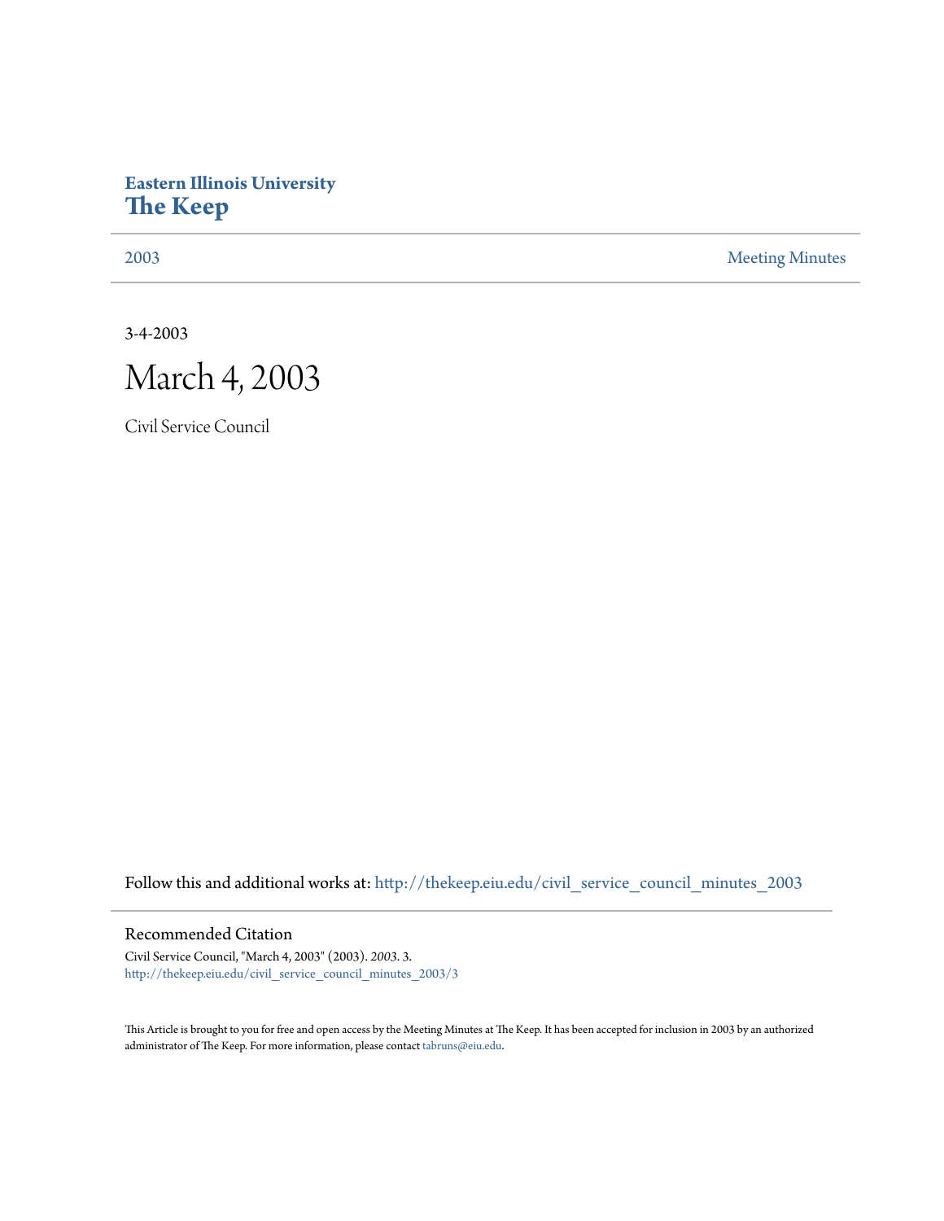# Eastern Illinois University
# The Keep

2003 | Meeting Minutes

3-4-2003

# March 4, 2003

Civil Service Council

Follow this and additional works at: http://thekeep.eiu.edu/civil_service_council_minutes_2003

## Recommended Citation

Civil Service Council, "March 4, 2003" (2003). *2003*. 3.
http://thekeep.eiu.edu/civil_service_council_minutes_2003/3

This Article is brought to you for free and open access by the Meeting Minutes at The Keep. It has been accepted for inclusion in 2003 by an authorized administrator of The Keep. For more information, please contact tabruns@eiu.edu.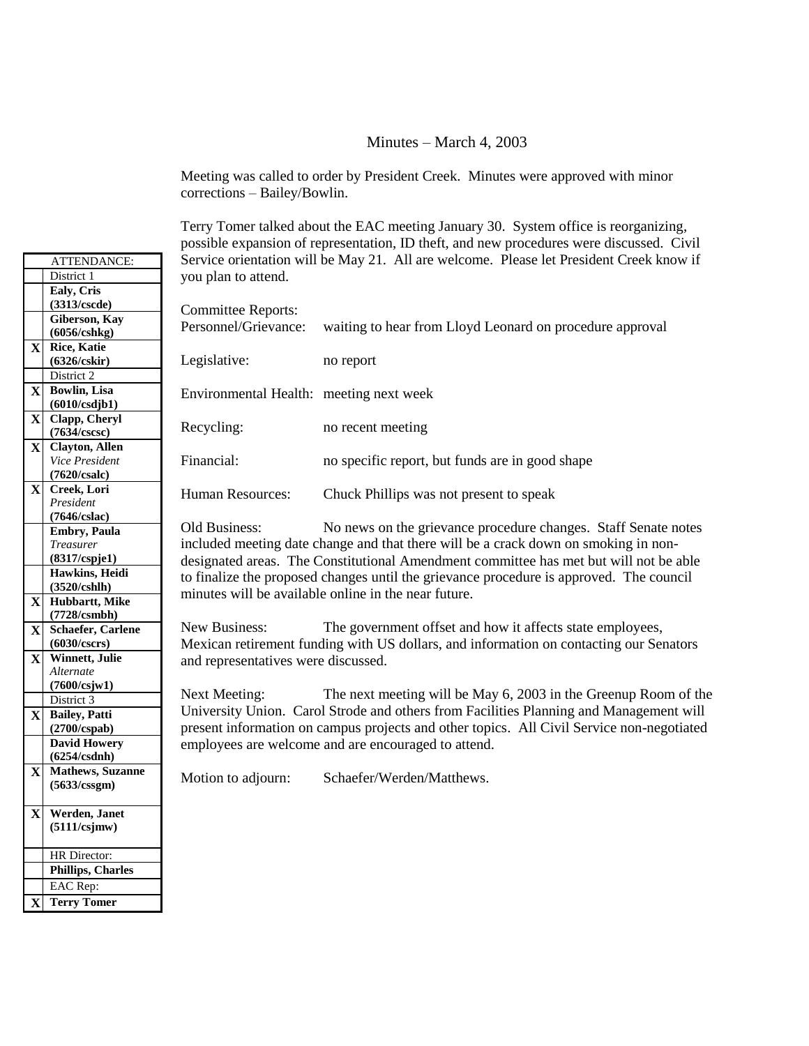Minutes – March 4, 2003

| | ATTENDANCE: |
|---|---|
| | District 1 |
| | **Ealy, Cris (3313/cscde)** |
| | **Giberson, Kay (6056/cshkg)** |
| X | **Rice, Katie (6326/cskir)** |
| | District 2 |
| X | **Bowlin, Lisa (6010/csdjb1)** |
| X | **Clapp, Cheryl (7634/cscsc)** |
| X | **Clayton, Allen** *Vice President* **(7620/csalc)** |
| X | **Creek, Lori** *President* **(7646/cslac)** |
| | **Embry, Paula** *Treasurer* **(8317/cspje1)** |
| | **Hawkins, Heidi (3520/cshlh)** |
| X | **Hubbartt, Mike (7728/csmbh)** |
| X | **Schaefer, Carlene (6030/cscrs)** |
| X | **Winnett, Julie** *Alternate* **(7600/csjw1)** |
| | District 3 |
| X | **Bailey, Patti (2700/cspab)** |
| | **David Howery (6254/csdnh)** |
| X | **Mathews, Suzanne (5633/cssgm)** |
| X | **Werden, Janet (5111/csjmw)** |
| | HR Director: |
| | **Phillips, Charles** |
| | EAC Rep: |
| X | **Terry Tomer** |

Meeting was called to order by President Creek. Minutes were approved with minor corrections – Bailey/Bowlin.

Terry Tomer talked about the EAC meeting January 30. System office is reorganizing, possible expansion of representation, ID theft, and new procedures were discussed. Civil Service orientation will be May 21. All are welcome. Please let President Creek know if you plan to attend.

Committee Reports:

Personnel/Grievance: waiting to hear from Lloyd Leonard on procedure approval

Legislative: no report

Environmental Health: meeting next week

Recycling: no recent meeting

Financial: no specific report, but funds are in good shape

Human Resources: Chuck Phillips was not present to speak

Old Business: No news on the grievance procedure changes. Staff Senate notes included meeting date change and that there will be a crack down on smoking in non-designated areas. The Constitutional Amendment committee has met but will not be able to finalize the proposed changes until the grievance procedure is approved. The council minutes will be available online in the near future.

New Business: The government offset and how it affects state employees, Mexican retirement funding with US dollars, and information on contacting our Senators and representatives were discussed.

Next Meeting: The next meeting will be May 6, 2003 in the Greenup Room of the University Union. Carol Strode and others from Facilities Planning and Management will present information on campus projects and other topics. All Civil Service non-negotiated employees are welcome and are encouraged to attend.

Motion to adjourn: Schaefer/Werden/Matthews.